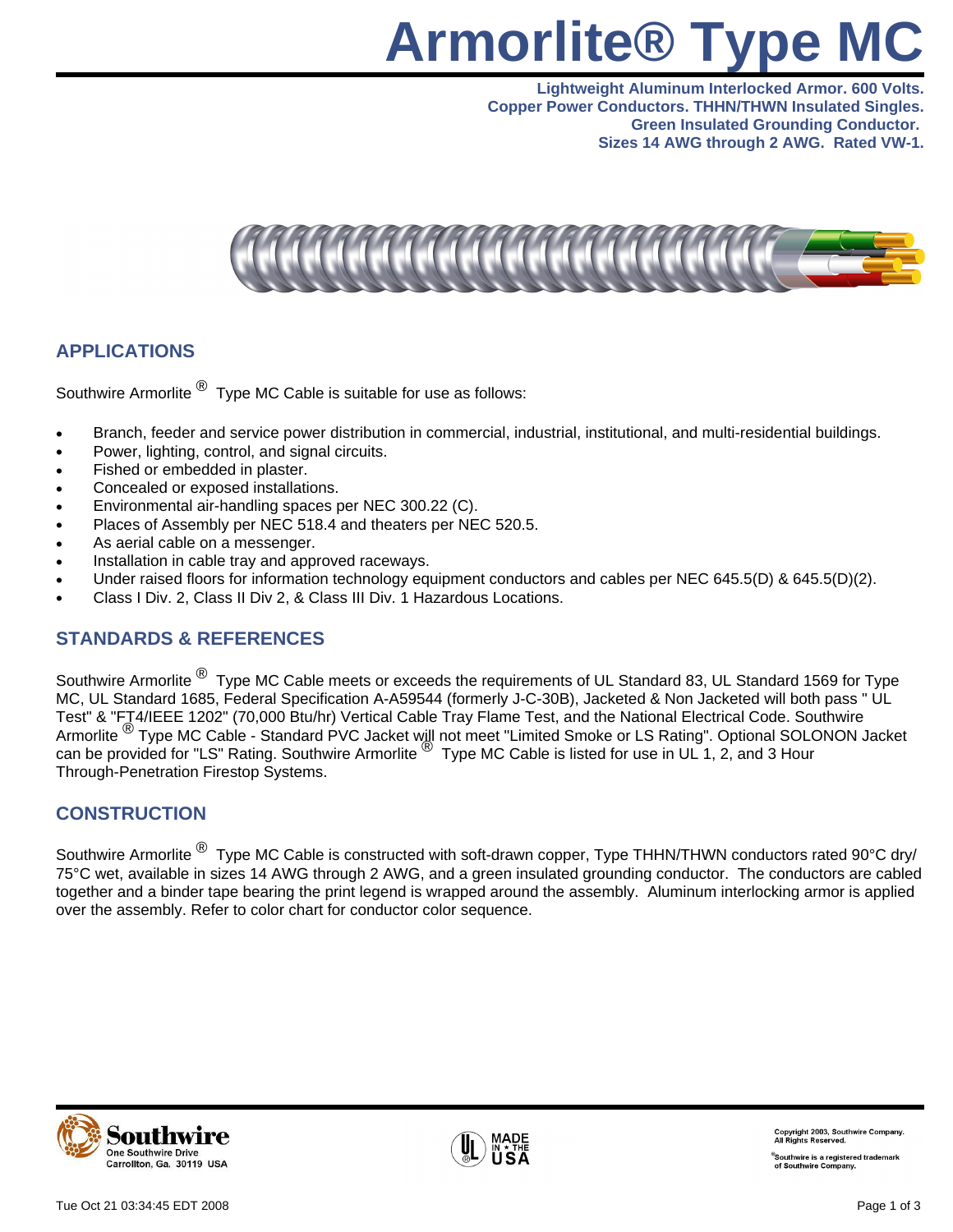# Armorlite® Type MC

**Lightweight Aluminum Interlocked Armor. 600 Volts.**
**Copper Power Conductors. THHN/THWN Insulated Singles.**
**Green Insulated Grounding Conductor.**
**Sizes 14 AWG through 2 AWG. Rated VW-1.**

## APPLICATIONS

Southwire Armorlite ® Type MC Cable is suitable for use as follows:

- Branch, feeder and service power distribution in commercial, industrial, institutional, and multi-residential buildings.
- Power, lighting, control, and signal circuits.
- Fished or embedded in plaster.
- Concealed or exposed installations.
- Environmental air-handling spaces per NEC 300.22 (C).
- Places of Assembly per NEC 518.4 and theaters per NEC 520.5.
- As aerial cable on a messenger.
- Installation in cable tray and approved raceways.
- Under raised floors for information technology equipment conductors and cables per NEC 645.5(D) & 645.5(D)(2).
- Class I Div. 2, Class II Div 2, & Class III Div. 1 Hazardous Locations.

## STANDARDS & REFERENCES

Southwire Armorlite ® Type MC Cable meets or exceeds the requirements of UL Standard 83, UL Standard 1569 for Type MC, UL Standard 1685, Federal Specification A-A59544 (formerly J-C-30B), Jacketed & Non Jacketed will both pass " UL Test" & "FT4/IEEE 1202" (70,000 Btu/hr) Vertical Cable Tray Flame Test, and the National Electrical Code. Southwire Armorlite ® Type MC Cable - Standard PVC Jacket will not meet "Limited Smoke or LS Rating". Optional SOLONON Jacket can be provided for "LS" Rating. Southwire Armorlite ® Type MC Cable is listed for use in UL 1, 2, and 3 Hour Through-Penetration Firestop Systems.

## CONSTRUCTION

Southwire Armorlite ® Type MC Cable is constructed with soft-drawn copper, Type THHN/THWN conductors rated 90°C dry/ 75°C wet, available in sizes 14 AWG through 2 AWG, and a green insulated grounding conductor. The conductors are cabled together and a binder tape bearing the print legend is wrapped around the assembly. Aluminum interlocking armor is applied over the assembly. Refer to color chart for conductor color sequence.

Southwire
One Southwire Drive
Carrollton, Ga. 30119 USA

MADE IN ★ THE USA

Copyright 2003, Southwire Company. All Rights Reserved.

®Southwire is a registered trademark of Southwire Company.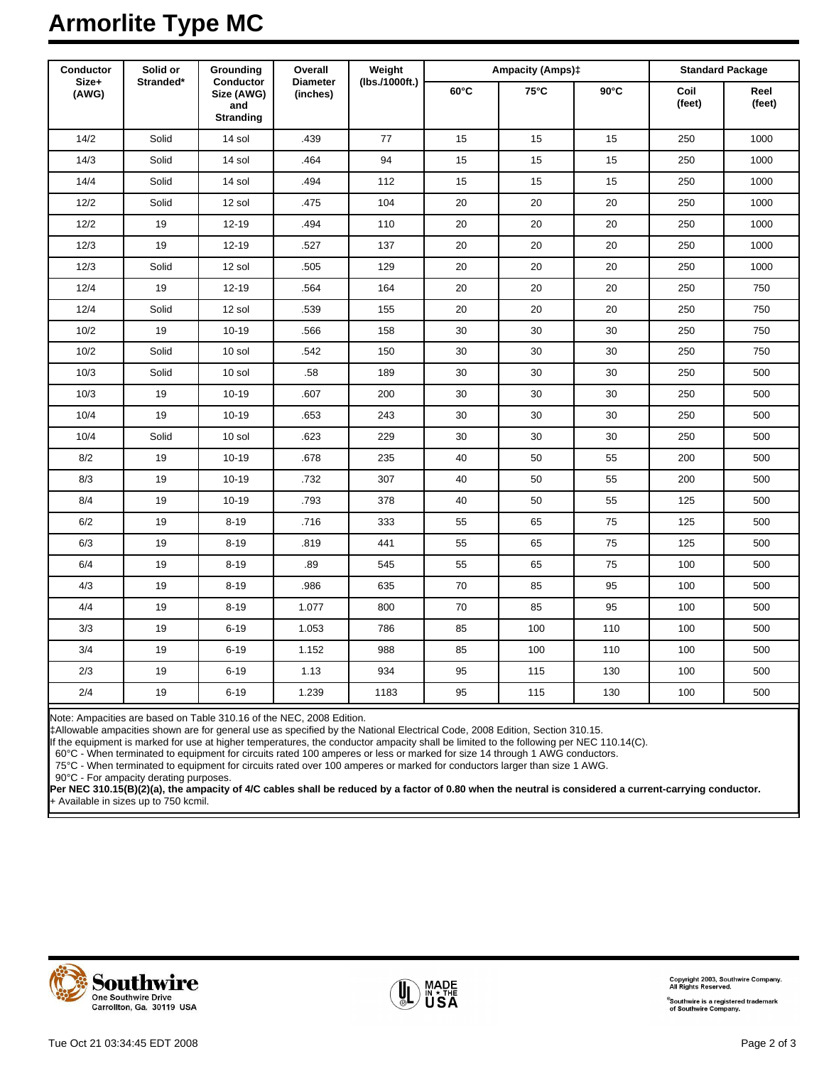# Armorlite Type MC

| Conductor Size+ (AWG) | Solid or Stranded* | Grounding Conductor Size (AWG) and Stranding | Overall Diameter (inches) | Weight (lbs./1000ft.) | Ampacity (Amps)‡ | | | Standard Package | |
|---|---|---|---|---|---|---|---|---|---|
| | | | | | 60°C | 75°C | 90°C | Coil (feet) | Reel (feet) |
| 14/2 | Solid | 14 sol | .439 | 77 | 15 | 15 | 15 | 250 | 1000 |
| 14/3 | Solid | 14 sol | .464 | 94 | 15 | 15 | 15 | 250 | 1000 |
| 14/4 | Solid | 14 sol | .494 | 112 | 15 | 15 | 15 | 250 | 1000 |
| 12/2 | Solid | 12 sol | .475 | 104 | 20 | 20 | 20 | 250 | 1000 |
| 12/2 | 19 | 12-19 | .494 | 110 | 20 | 20 | 20 | 250 | 1000 |
| 12/3 | 19 | 12-19 | .527 | 137 | 20 | 20 | 20 | 250 | 1000 |
| 12/3 | Solid | 12 sol | .505 | 129 | 20 | 20 | 20 | 250 | 1000 |
| 12/4 | 19 | 12-19 | .564 | 164 | 20 | 20 | 20 | 250 | 750 |
| 12/4 | Solid | 12 sol | .539 | 155 | 20 | 20 | 20 | 250 | 750 |
| 10/2 | 19 | 10-19 | .566 | 158 | 30 | 30 | 30 | 250 | 750 |
| 10/2 | Solid | 10 sol | .542 | 150 | 30 | 30 | 30 | 250 | 750 |
| 10/3 | Solid | 10 sol | .58 | 189 | 30 | 30 | 30 | 250 | 500 |
| 10/3 | 19 | 10-19 | .607 | 200 | 30 | 30 | 30 | 250 | 500 |
| 10/4 | 19 | 10-19 | .653 | 243 | 30 | 30 | 30 | 250 | 500 |
| 10/4 | Solid | 10 sol | .623 | 229 | 30 | 30 | 30 | 250 | 500 |
| 8/2 | 19 | 10-19 | .678 | 235 | 40 | 50 | 55 | 200 | 500 |
| 8/3 | 19 | 10-19 | .732 | 307 | 40 | 50 | 55 | 200 | 500 |
| 8/4 | 19 | 10-19 | .793 | 378 | 40 | 50 | 55 | 125 | 500 |
| 6/2 | 19 | 8-19 | .716 | 333 | 55 | 65 | 75 | 125 | 500 |
| 6/3 | 19 | 8-19 | .819 | 441 | 55 | 65 | 75 | 125 | 500 |
| 6/4 | 19 | 8-19 | .89 | 545 | 55 | 65 | 75 | 100 | 500 |
| 4/3 | 19 | 8-19 | .986 | 635 | 70 | 85 | 95 | 100 | 500 |
| 4/4 | 19 | 8-19 | 1.077 | 800 | 70 | 85 | 95 | 100 | 500 |
| 3/3 | 19 | 6-19 | 1.053 | 786 | 85 | 100 | 110 | 100 | 500 |
| 3/4 | 19 | 6-19 | 1.152 | 988 | 85 | 100 | 110 | 100 | 500 |
| 2/3 | 19 | 6-19 | 1.13 | 934 | 95 | 115 | 130 | 100 | 500 |
| 2/4 | 19 | 6-19 | 1.239 | 1183 | 95 | 115 | 130 | 100 | 500 |

Note: Ampacities are based on Table 310.16 of the NEC, 2008 Edition.

‡Allowable ampacities shown are for general use as specified by the National Electrical Code, 2008 Edition, Section 310.15.

If the equipment is marked for use at higher temperatures, the conductor ampacity shall be limited to the following per NEC 110.14(C).

60°C - When terminated to equipment for circuits rated 100 amperes or less or marked for size 14 through 1 AWG conductors.

75°C - When terminated to equipment for circuits rated over 100 amperes or marked for conductors larger than size 1 AWG.

90°C - For ampacity derating purposes.

**Per NEC 310.15(B)(2)(a), the ampacity of 4/C cables shall be reduced by a factor of 0.80 when the neutral is considered a current-carrying conductor.**

+ Available in sizes up to 750 kcmil.

Southwire
One Southwire Drive
Carrollton, Ga. 30119 USA

UL MADE IN THE USA

Copyright 2003, Southwire Company. All Rights Reserved.

®Southwire is a registered trademark of Southwire Company.

Tue Oct 21 03:34:45 EDT 2008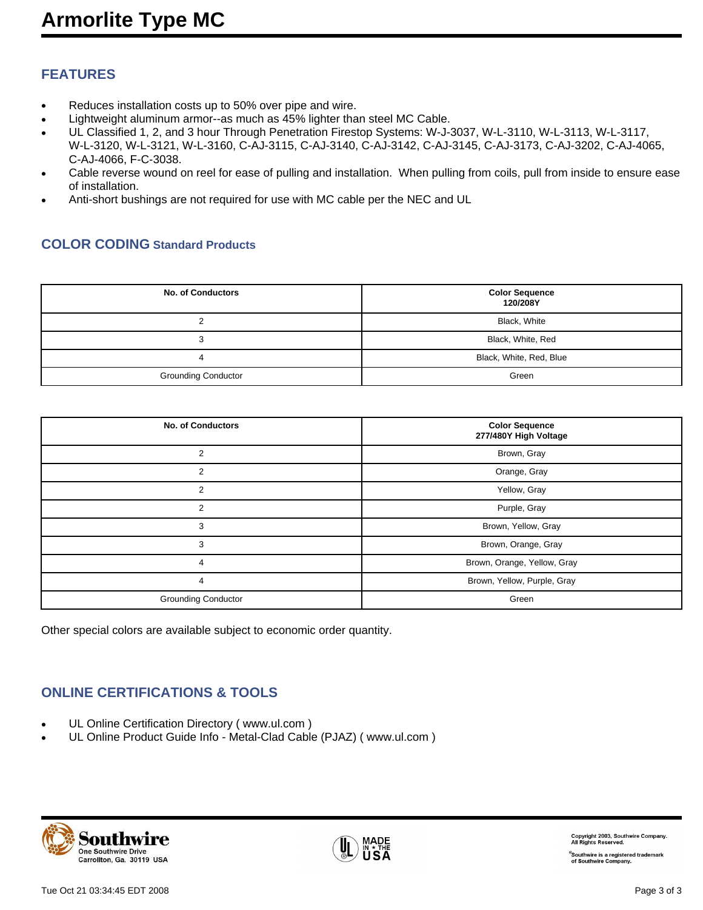# Armorlite Type MC

## FEATURES

- Reduces installation costs up to 50% over pipe and wire.
- Lightweight aluminum armor--as much as 45% lighter than steel MC Cable.
- UL Classified 1, 2, and 3 hour Through Penetration Firestop Systems: W-J-3037, W-L-3110, W-L-3113, W-L-3117, W-L-3120, W-L-3121, W-L-3160, C-AJ-3115, C-AJ-3140, C-AJ-3142, C-AJ-3145, C-AJ-3173, C-AJ-3202, C-AJ-4065, C-AJ-4066, F-C-3038.
- Cable reverse wound on reel for ease of pulling and installation. When pulling from coils, pull from inside to ensure ease of installation.
- Anti-short bushings are not required for use with MC cable per the NEC and UL

## COLOR CODING Standard Products

| No. of Conductors | Color Sequence 120/208Y |
|---|---|
| 2 | Black, White |
| 3 | Black, White, Red |
| 4 | Black, White, Red, Blue |
| Grounding Conductor | Green |

| No. of Conductors | Color Sequence 277/480Y High Voltage |
|---|---|
| 2 | Brown, Gray |
| 2 | Orange, Gray |
| 2 | Yellow, Gray |
| 2 | Purple, Gray |
| 3 | Brown, Yellow, Gray |
| 3 | Brown, Orange, Gray |
| 4 | Brown, Orange, Yellow, Gray |
| 4 | Brown, Yellow, Purple, Gray |
| Grounding Conductor | Green |

Other special colors are available subject to economic order quantity.

## ONLINE CERTIFICATIONS & TOOLS

- UL Online Certification Directory ( www.ul.com )
- UL Online Product Guide Info - Metal-Clad Cable (PJAZ) ( www.ul.com )

Southwire
One Southwire Drive
Carrollton, Ga. 30119 USA

MADE IN THE USA

Copyright 2003, Southwire Company. All Rights Reserved.

®Southwire is a registered trademark of Southwire Company.